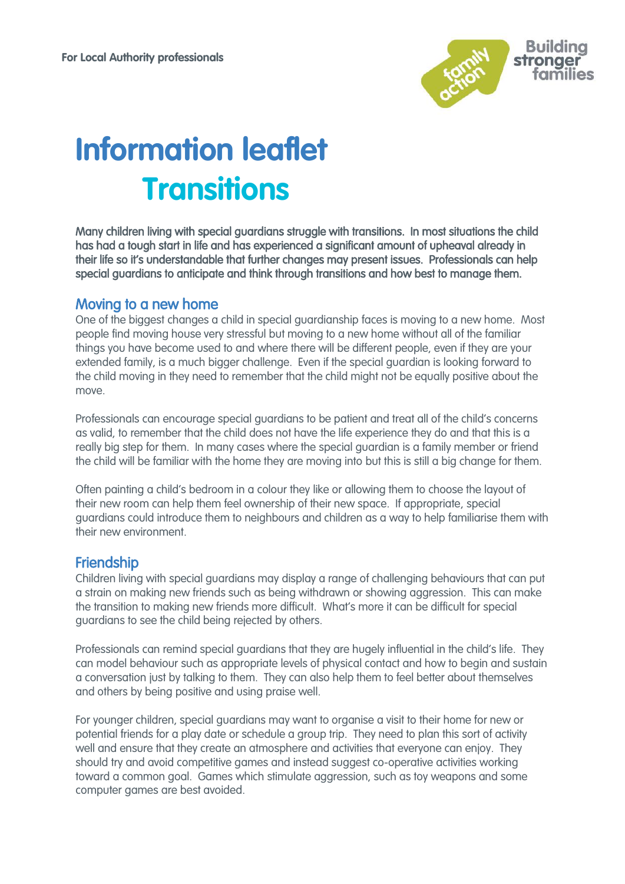For Local Authority professionals

# Information leaflet

## Transitions

**Many children living with special guardians struggle with transitions. In most situations the child has had a tough start in life and has experienced a significant amount of upheaval already in their life so it's understandable that further changes may present issues. Professionals can help special guardians to anticipate and think through transitions and how best to manage them.**

### Moving to a new home

One of the biggest changes a child in special guardianship faces is moving to a new home. Most people find moving house very stressful but moving to a new home without all of the familiar things you have become used to and where there will be different people, even if they are your extended family, is a much bigger challenge. Even if the special guardian is looking forward to the child moving in they need to remember that the child might not be equally positive about the move.

Professionals can encourage special guardians to be patient and treat all of the child's concerns as valid, to remember that the child does not have the life experience they do and that this is a really big step for them. In many cases where the special guardian is a family member or friend the child will be familiar with the home they are moving into but this is still a big change for them.

Often painting a child's bedroom in a colour they like or allowing them to choose the layout of their new room can help them feel ownership of their new space. If appropriate, special guardians could introduce them to neighbours and children as a way to help familiarise them with their new environment.

### Friendship

Children living with special guardians may display a range of challenging behaviours that can put a strain on making new friends such as being withdrawn or showing aggression. This can make the transition to making new friends more difficult. What's more it can be difficult for special guardians to see the child being rejected by others.

Professionals can remind special guardians that they are hugely influential in the child's life. They can model behaviour such as appropriate levels of physical contact and how to begin and sustain a conversation just by talking to them. They can also help them to feel better about themselves and others by being positive and using praise well.

For younger children, special guardians may want to organise a visit to their home for new or potential friends for a play date or schedule a group trip. They need to plan this sort of activity well and ensure that they create an atmosphere and activities that everyone can enjoy. They should try and avoid competitive games and instead suggest co-operative activities working toward a common goal. Games which stimulate aggression, such as toy weapons and some computer games are best avoided.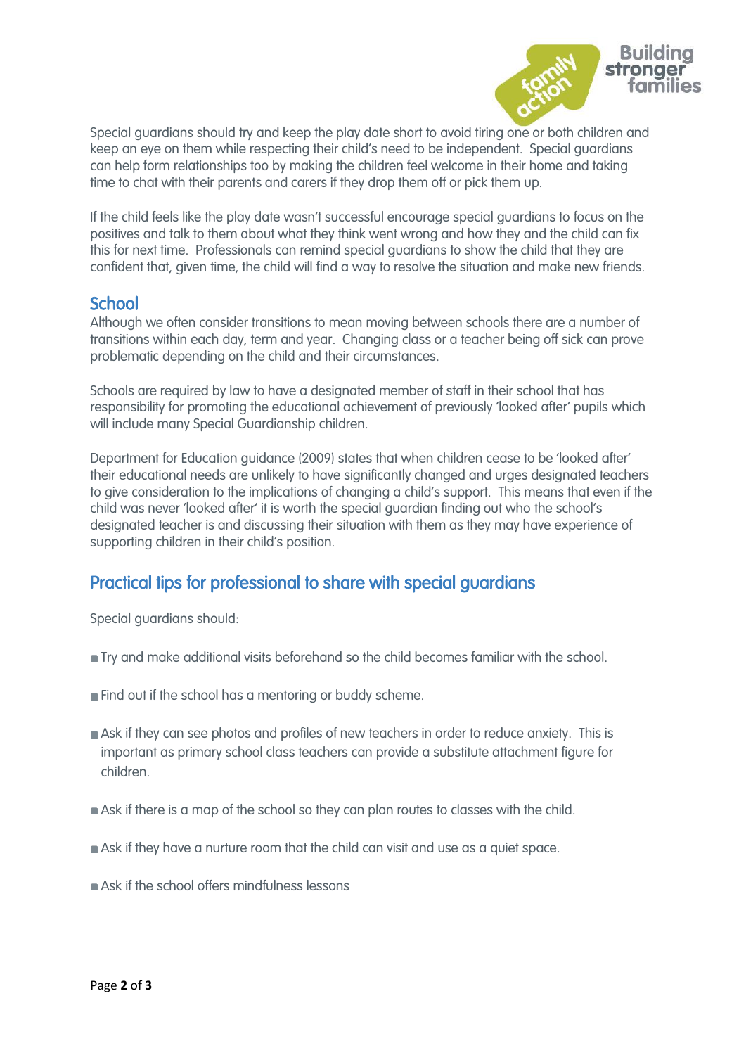Special guardians should try and keep the play date short to avoid tiring one or both children and keep an eye on them while respecting their child's need to be independent. Special guardians can help form relationships too by making the children feel welcome in their home and taking time to chat with their parents and carers if they drop them off or pick them up.

If the child feels like the play date wasn't successful encourage special guardians to focus on the positives and talk to them about what they think went wrong and how they and the child can fix this for next time. Professionals can remind special guardians to show the child that they are confident that, given time, the child will find a way to resolve the situation and make new friends.

## School

Although we often consider transitions to mean moving between schools there are a number of transitions within each day, term and year. Changing class or a teacher being off sick can prove problematic depending on the child and their circumstances.

Schools are required by law to have a designated member of staff in their school that has responsibility for promoting the educational achievement of previously 'looked after' pupils which will include many Special Guardianship children.

Department for Education guidance (2009) states that when children cease to be 'looked after' their educational needs are unlikely to have significantly changed and urges designated teachers to give consideration to the implications of changing a child's support. This means that even if the child was never 'looked after' it is worth the special guardian finding out who the school's designated teacher is and discussing their situation with them as they may have experience of supporting children in their child's position.

## Practical tips for professional to share with special guardians

Special guardians should:

- Try and make additional visits beforehand so the child becomes familiar with the school.
- Find out if the school has a mentoring or buddy scheme.
- Ask if they can see photos and profiles of new teachers in order to reduce anxiety. This is important as primary school class teachers can provide a substitute attachment figure for children.
- Ask if there is a map of the school so they can plan routes to classes with the child.
- Ask if they have a nurture room that the child can visit and use as a quiet space.
- Ask if the school offers mindfulness lessons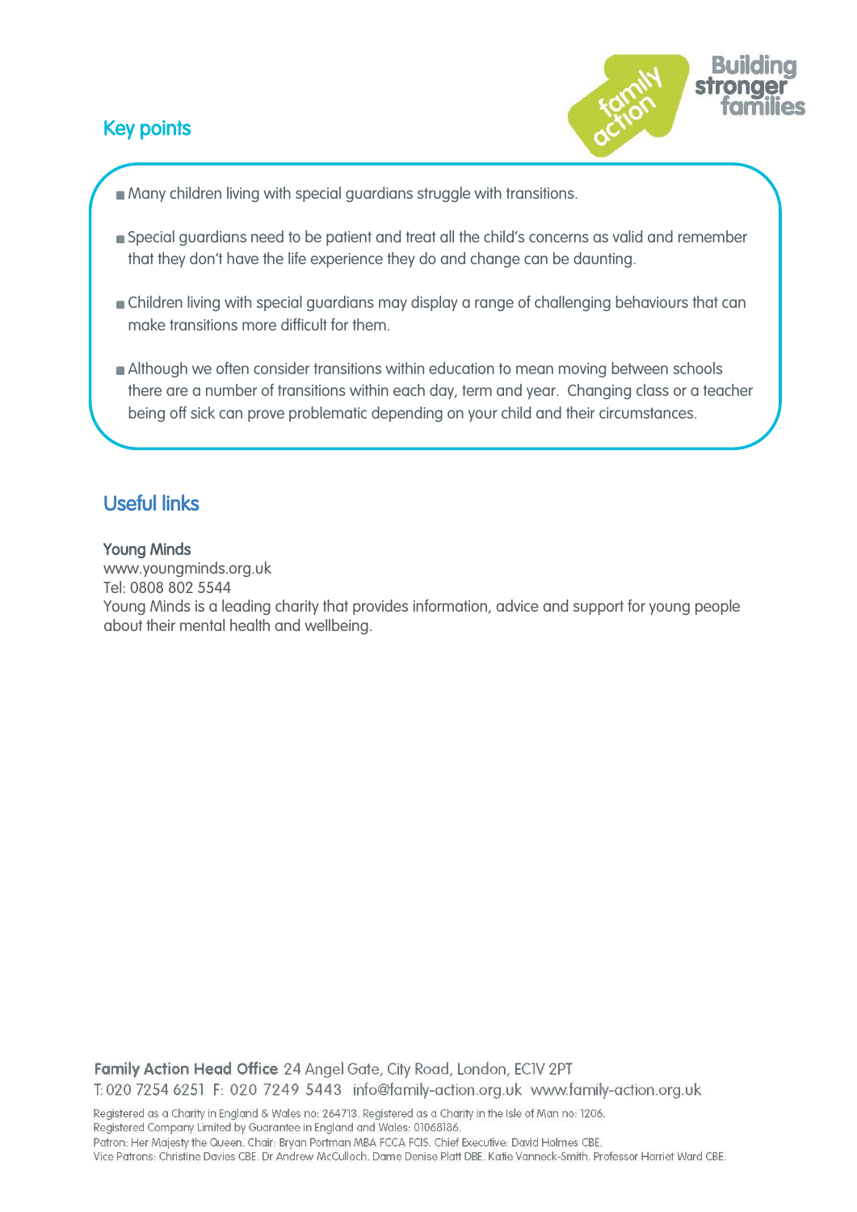## Key points

- Many children living with special guardians struggle with transitions.
- Special guardians need to be patient and treat all the child's concerns as valid and remember that they don't have the life experience they do and change can be daunting.
- Children living with special guardians may display a range of challenging behaviours that can make transitions more difficult for them.
- Although we often consider transitions within education to mean moving between schools there are a number of transitions within each day, term and year. Changing class or a teacher being off sick can prove problematic depending on your child and their circumstances.

## Useful links

**Young Minds**
www.youngminds.org.uk
Tel: 0808 802 5544
Young Minds is a leading charity that provides information, advice and support for young people about their mental health and wellbeing.

**Family Action Head Office** 24 Angel Gate, City Road, London, EC1V 2PT
T: 020 7254 6251 F: 020 7249 5443 info@family-action.org.uk www.family-action.org.uk

Registered as a Charity in England & Wales no: 264713. Registered as a Charity in the Isle of Man no: 1206.
Registered Company Limited by Guarantee in England and Wales: 01068186.
Patron: Her Majesty the Queen. Chair: Bryan Portman MBA FCCA FCIS. Chief Executive: David Holmes CBE.
Vice Patrons: Christine Davies CBE. Dr Andrew McCulloch. Dame Denise Platt DBE. Katie Vanneck-Smith. Professor Harriet Ward CBE.